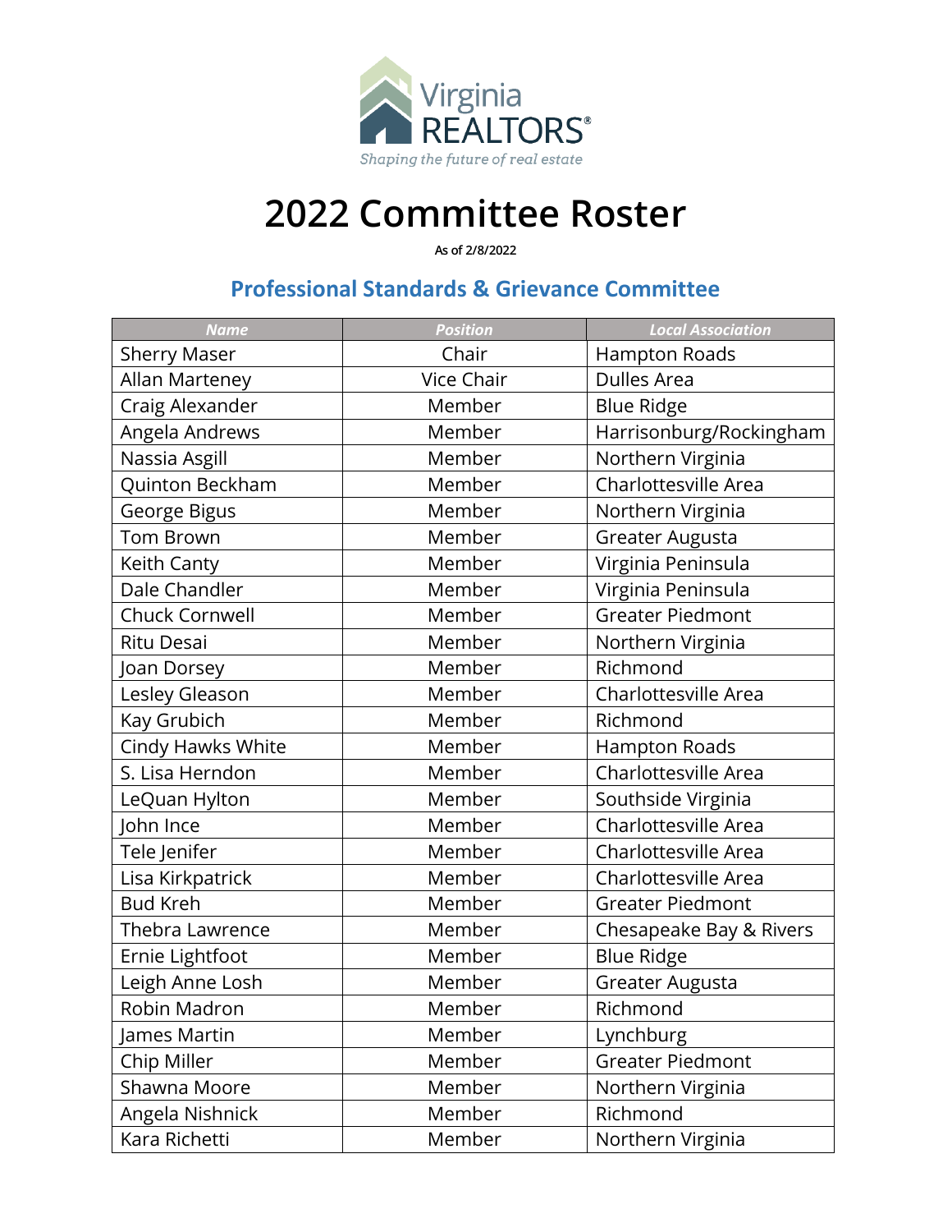Virginia REALTORS®

*Shaping the future of real estate*

# 2022 Committee Roster

As of 2/8/2022

## Professional Standards & Grievance Committee

| Name | Position | Local Association |
|---|---|---|
| Sherry Maser | Chair | Hampton Roads |
| Allan Marteney | Vice Chair | Dulles Area |
| Craig Alexander | Member | Blue Ridge |
| Angela Andrews | Member | Harrisonburg/Rockingham |
| Nassia Asgill | Member | Northern Virginia |
| Quinton Beckham | Member | Charlottesville Area |
| George Bigus | Member | Northern Virginia |
| Tom Brown | Member | Greater Augusta |
| Keith Canty | Member | Virginia Peninsula |
| Dale Chandler | Member | Virginia Peninsula |
| Chuck Cornwell | Member | Greater Piedmont |
| Ritu Desai | Member | Northern Virginia |
| Joan Dorsey | Member | Richmond |
| Lesley Gleason | Member | Charlottesville Area |
| Kay Grubich | Member | Richmond |
| Cindy Hawks White | Member | Hampton Roads |
| S. Lisa Herndon | Member | Charlottesville Area |
| LeQuan Hylton | Member | Southside Virginia |
| John Ince | Member | Charlottesville Area |
| Tele Jenifer | Member | Charlottesville Area |
| Lisa Kirkpatrick | Member | Charlottesville Area |
| Bud Kreh | Member | Greater Piedmont |
| Thebra Lawrence | Member | Chesapeake Bay & Rivers |
| Ernie Lightfoot | Member | Blue Ridge |
| Leigh Anne Losh | Member | Greater Augusta |
| Robin Madron | Member | Richmond |
| James Martin | Member | Lynchburg |
| Chip Miller | Member | Greater Piedmont |
| Shawna Moore | Member | Northern Virginia |
| Angela Nishnick | Member | Richmond |
| Kara Richetti | Member | Northern Virginia |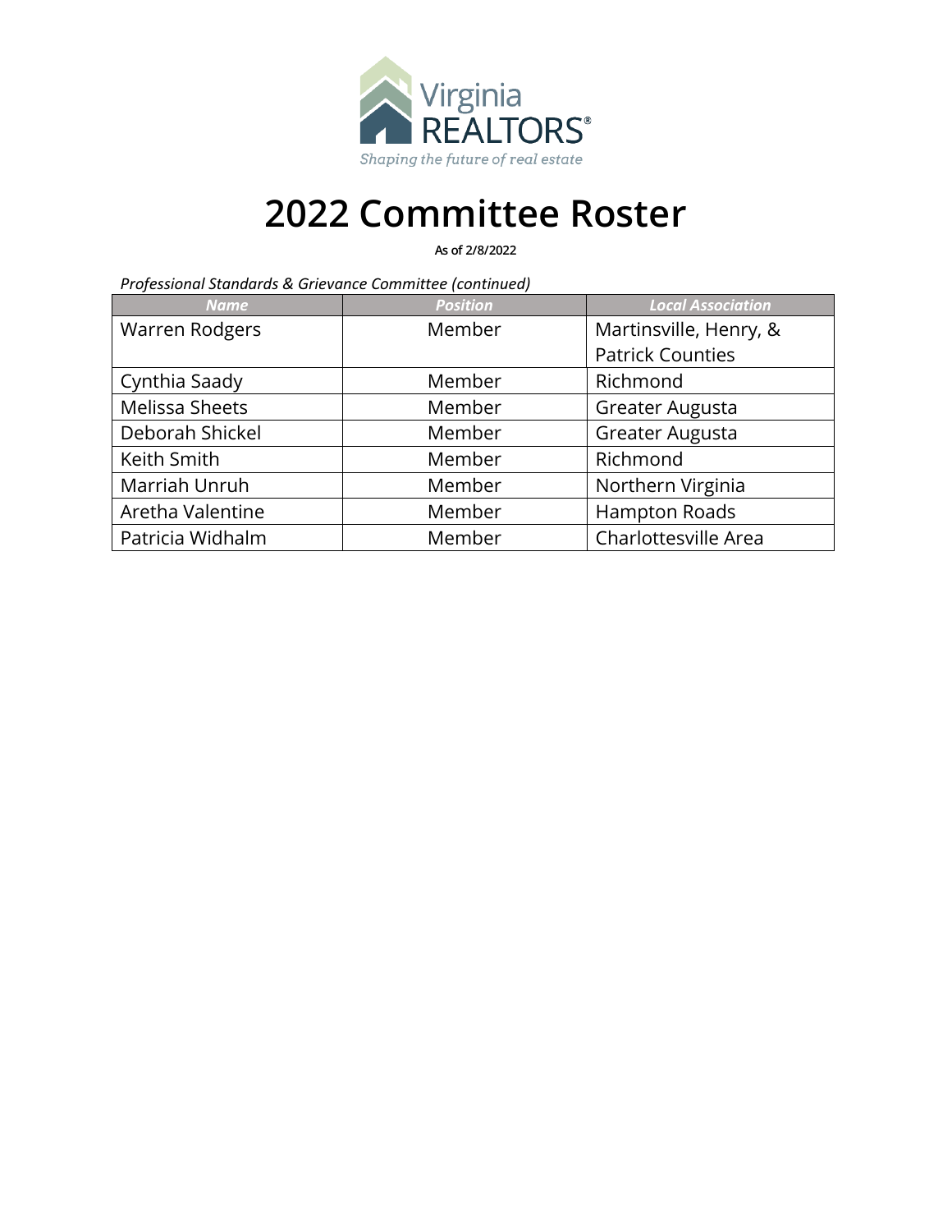# 2022 Committee Roster

**As of 2/8/2022**

*Professional Standards & Grievance Committee (continued)*

| Name | Position | Local Association |
|---|---|---|
| Warren Rodgers | Member | Martinsville, Henry, & Patrick Counties |
| Cynthia Saady | Member | Richmond |
| Melissa Sheets | Member | Greater Augusta |
| Deborah Shickel | Member | Greater Augusta |
| Keith Smith | Member | Richmond |
| Marriah Unruh | Member | Northern Virginia |
| Aretha Valentine | Member | Hampton Roads |
| Patricia Widhalm | Member | Charlottesville Area |